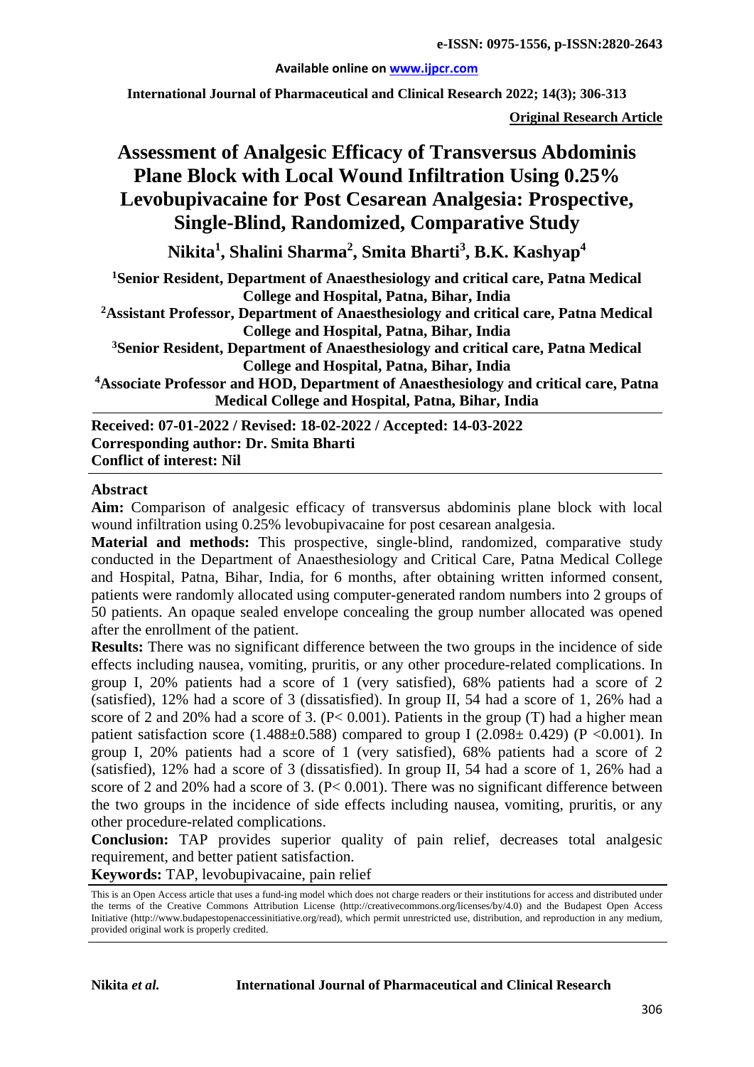**e-ISSN: 0975-1556, p-ISSN:2820-2643**

**Available online on www.ijpcr.com**

**International Journal of Pharmaceutical and Clinical Research 2022; 14(3); 306-313**

**Original Research Article**

# Assessment of Analgesic Efficacy of Transversus Abdominis Plane Block with Local Wound Infiltration Using 0.25% Levobupivacaine for Post Cesarean Analgesia: Prospective, Single-Blind, Randomized, Comparative Study

**Nikita[1], Shalini Sharma[2], Smita Bharti[3], B.K. Kashyap[4]**

[1]Senior Resident, Department of Anaesthesiology and critical care, Patna Medical College and Hospital, Patna, Bihar, India

[2]Assistant Professor, Department of Anaesthesiology and critical care, Patna Medical College and Hospital, Patna, Bihar, India

[3]Senior Resident, Department of Anaesthesiology and critical care, Patna Medical College and Hospital, Patna, Bihar, India

[4]Associate Professor and HOD, Department of Anaesthesiology and critical care, Patna Medical College and Hospital, Patna, Bihar, India

**Received: 07-01-2022 / Revised: 18-02-2022 / Accepted: 14-03-2022**
**Corresponding author: Dr. Smita Bharti**
**Conflict of interest: Nil**

## Abstract

**Aim:** Comparison of analgesic efficacy of transversus abdominis plane block with local wound infiltration using 0.25% levobupivacaine for post cesarean analgesia.

**Material and methods:** This prospective, single-blind, randomized, comparative study conducted in the Department of Anaesthesiology and Critical Care, Patna Medical College and Hospital, Patna, Bihar, India, for 6 months, after obtaining written informed consent, patients were randomly allocated using computer-generated random numbers into 2 groups of 50 patients. An opaque sealed envelope concealing the group number allocated was opened after the enrollment of the patient.

**Results:** There was no significant difference between the two groups in the incidence of side effects including nausea, vomiting, pruritis, or any other procedure-related complications. In group I, 20% patients had a score of 1 (very satisfied), 68% patients had a score of 2 (satisfied), 12% had a score of 3 (dissatisfied). In group II, 54 had a score of 1, 26% had a score of 2 and 20% had a score of 3. ($P < 0.001$). Patients in the group (T) had a higher mean patient satisfaction score ($1.488 \pm 0.588$) compared to group I ($2.098 \pm 0.429$) ($P < 0.001$). In group I, 20% patients had a score of 1 (very satisfied), 68% patients had a score of 2 (satisfied), 12% had a score of 3 (dissatisfied). In group II, 54 had a score of 1, 26% had a score of 2 and 20% had a score of 3. ($P < 0.001$). There was no significant difference between the two groups in the incidence of side effects including nausea, vomiting, pruritis, or any other procedure-related complications.

**Conclusion:** TAP provides superior quality of pain relief, decreases total analgesic requirement, and better patient satisfaction.

**Keywords:** TAP, levobupivacaine, pain relief

This is an Open Access article that uses a fund-ing model which does not charge readers or their institutions for access and distributed under the terms of the Creative Commons Attribution License (http://creativecommons.org/licenses/by/4.0) and the Budapest Open Access Initiative (http://www.budapestopenaccessinitiative.org/read), which permit unrestricted use, distribution, and reproduction in any medium, provided original work is properly credited.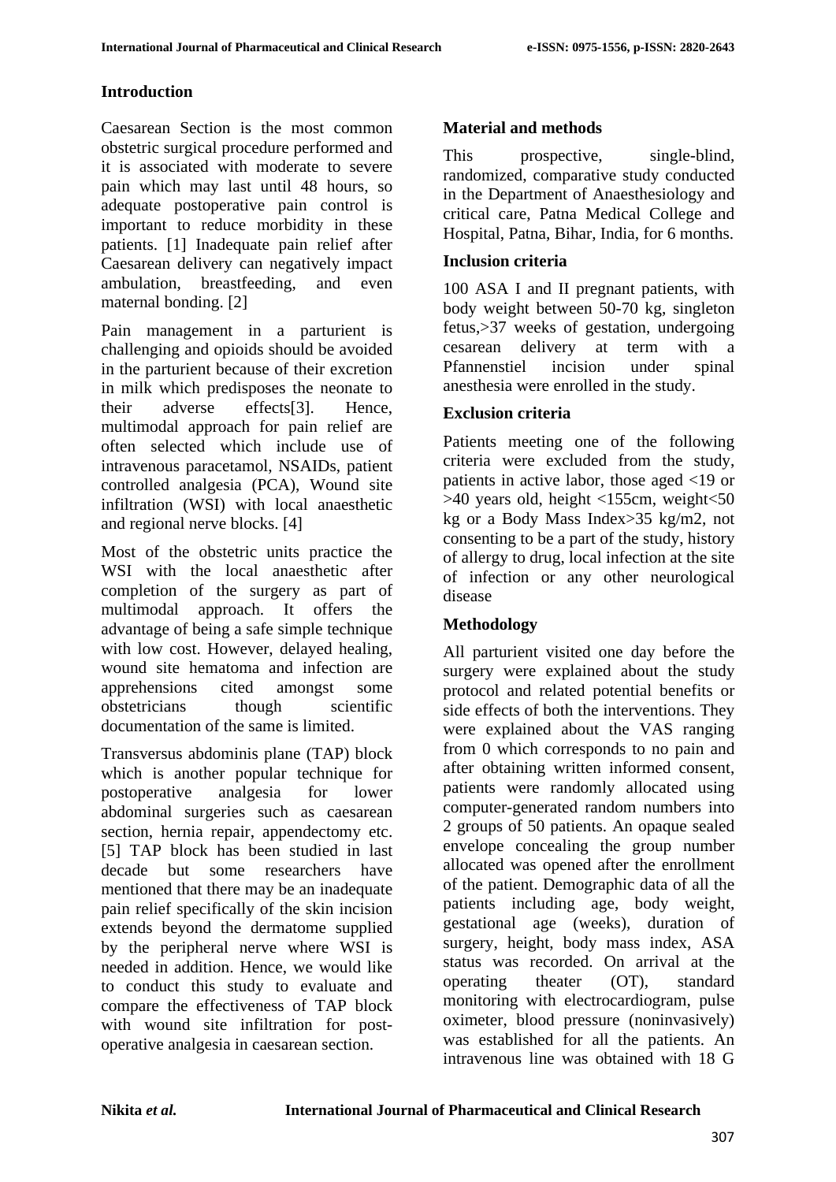## Introduction

Caesarean Section is the most common obstetric surgical procedure performed and it is associated with moderate to severe pain which may last until 48 hours, so adequate postoperative pain control is important to reduce morbidity in these patients. [1] Inadequate pain relief after Caesarean delivery can negatively impact ambulation, breastfeeding, and even maternal bonding. [2]

Pain management in a parturient is challenging and opioids should be avoided in the parturient because of their excretion in milk which predisposes the neonate to their adverse effects[3]. Hence, multimodal approach for pain relief are often selected which include use of intravenous paracetamol, NSAIDs, patient controlled analgesia (PCA), Wound site infiltration (WSI) with local anaesthetic and regional nerve blocks. [4]

Most of the obstetric units practice the WSI with the local anaesthetic after completion of the surgery as part of multimodal approach. It offers the advantage of being a safe simple technique with low cost. However, delayed healing, wound site hematoma and infection are apprehensions cited amongst some obstetricians though scientific documentation of the same is limited.

Transversus abdominis plane (TAP) block which is another popular technique for postoperative analgesia for lower abdominal surgeries such as caesarean section, hernia repair, appendectomy etc. [5] TAP block has been studied in last decade but some researchers have mentioned that there may be an inadequate pain relief specifically of the skin incision extends beyond the dermatome supplied by the peripheral nerve where WSI is needed in addition. Hence, we would like to conduct this study to evaluate and compare the effectiveness of TAP block with wound site infiltration for post-operative analgesia in caesarean section.

## Material and methods

This prospective, single-blind, randomized, comparative study conducted in the Department of Anaesthesiology and critical care, Patna Medical College and Hospital, Patna, Bihar, India, for 6 months.

### Inclusion criteria

100 ASA I and II pregnant patients, with body weight between 50-70 kg, singleton fetus,>37 weeks of gestation, undergoing cesarean delivery at term with a Pfannenstiel incision under spinal anesthesia were enrolled in the study.

### Exclusion criteria

Patients meeting one of the following criteria were excluded from the study, patients in active labor, those aged <19 or >40 years old, height <155cm, weight<50 kg or a Body Mass Index>35 kg/m2, not consenting to be a part of the study, history of allergy to drug, local infection at the site of infection or any other neurological disease

### Methodology

All parturient visited one day before the surgery were explained about the study protocol and related potential benefits or side effects of both the interventions. They were explained about the VAS ranging from 0 which corresponds to no pain and after obtaining written informed consent, patients were randomly allocated using computer-generated random numbers into 2 groups of 50 patients. An opaque sealed envelope concealing the group number allocated was opened after the enrollment of the patient. Demographic data of all the patients including age, body weight, gestational age (weeks), duration of surgery, height, body mass index, ASA status was recorded. On arrival at the operating theater (OT), standard monitoring with electrocardiogram, pulse oximeter, blood pressure (noninvasively) was established for all the patients. An intravenous line was obtained with 18 G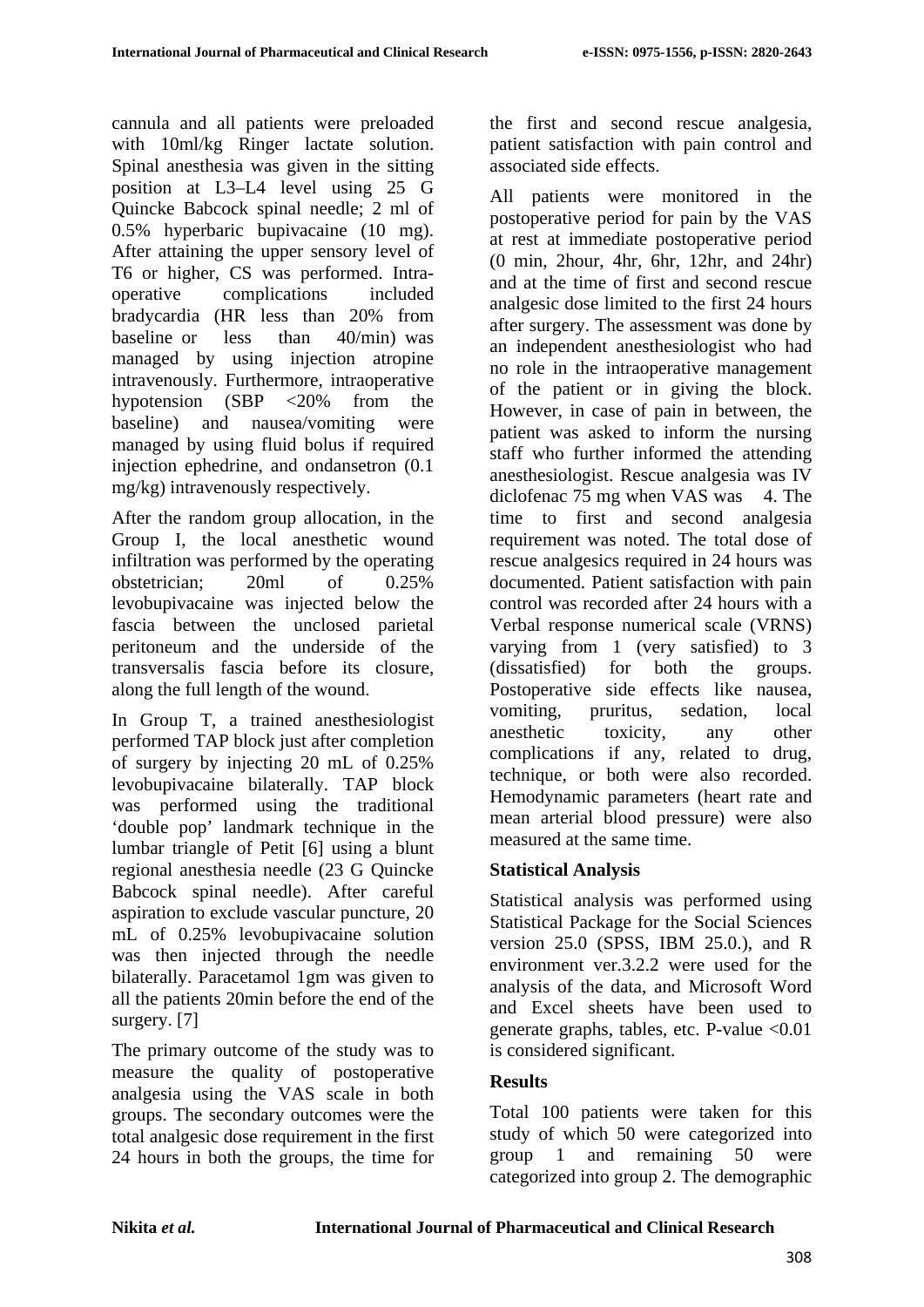cannula and all patients were preloaded with 10ml/kg Ringer lactate solution. Spinal anesthesia was given in the sitting position at L3–L4 level using 25 G Quincke Babcock spinal needle; 2 ml of 0.5% hyperbaric bupivacaine (10 mg). After attaining the upper sensory level of T6 or higher, CS was performed. Intra-operative complications included bradycardia (HR less than 20% from baseline or less than 40/min) was managed by using injection atropine intravenously. Furthermore, intraoperative hypotension (SBP <20% from the baseline) and nausea/vomiting were managed by using fluid bolus if required injection ephedrine, and ondansetron (0.1 mg/kg) intravenously respectively.

After the random group allocation, in the Group I, the local anesthetic wound infiltration was performed by the operating obstetrician; 20ml of 0.25% levobupivacaine was injected below the fascia between the unclosed parietal peritoneum and the underside of the transversalis fascia before its closure, along the full length of the wound.

In Group T, a trained anesthesiologist performed TAP block just after completion of surgery by injecting 20 mL of 0.25% levobupivacaine bilaterally. TAP block was performed using the traditional 'double pop' landmark technique in the lumbar triangle of Petit [6] using a blunt regional anesthesia needle (23 G Quincke Babcock spinal needle). After careful aspiration to exclude vascular puncture, 20 mL of 0.25% levobupivacaine solution was then injected through the needle bilaterally. Paracetamol 1gm was given to all the patients 20min before the end of the surgery. [7]

The primary outcome of the study was to measure the quality of postoperative analgesia using the VAS scale in both groups. The secondary outcomes were the total analgesic dose requirement in the first 24 hours in both the groups, the time for the first and second rescue analgesia, patient satisfaction with pain control and associated side effects.

All patients were monitored in the postoperative period for pain by the VAS at rest at immediate postoperative period (0 min, 2hour, 4hr, 6hr, 12hr, and 24hr) and at the time of first and second rescue analgesic dose limited to the first 24 hours after surgery. The assessment was done by an independent anesthesiologist who had no role in the intraoperative management of the patient or in giving the block. However, in case of pain in between, the patient was asked to inform the nursing staff who further informed the attending anesthesiologist. Rescue analgesia was IV diclofenac 75 mg when VAS was 4. The time to first and second analgesia requirement was noted. The total dose of rescue analgesics required in 24 hours was documented. Patient satisfaction with pain control was recorded after 24 hours with a Verbal response numerical scale (VRNS) varying from 1 (very satisfied) to 3 (dissatisfied) for both the groups. Postoperative side effects like nausea, vomiting, pruritus, sedation, local anesthetic toxicity, any other complications if any, related to drug, technique, or both were also recorded. Hemodynamic parameters (heart rate and mean arterial blood pressure) were also measured at the same time.

### Statistical Analysis

Statistical analysis was performed using Statistical Package for the Social Sciences version 25.0 (SPSS, IBM 25.0.), and R environment ver.3.2.2 were used for the analysis of the data, and Microsoft Word and Excel sheets have been used to generate graphs, tables, etc. P-value <0.01 is considered significant.

### Results

Total 100 patients were taken for this study of which 50 were categorized into group 1 and remaining 50 were categorized into group 2. The demographic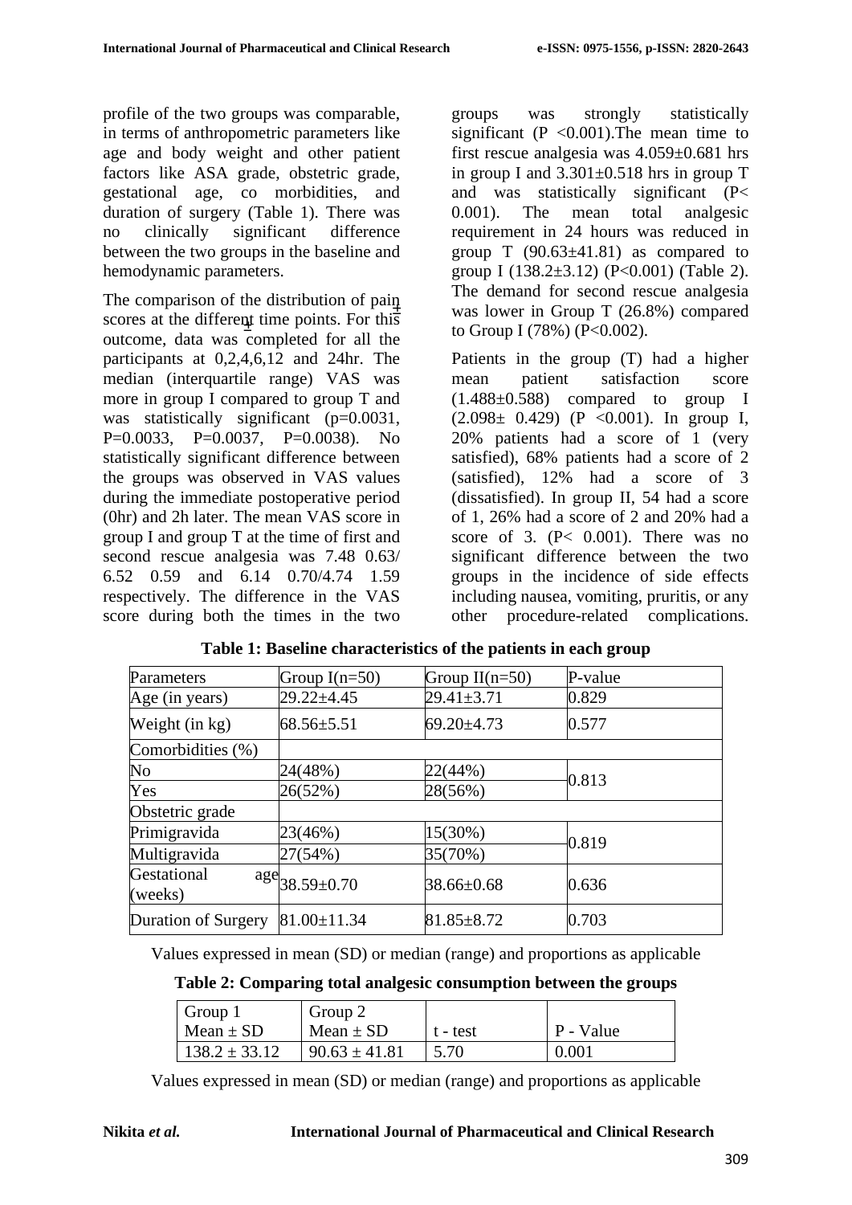profile of the two groups was comparable, in terms of anthropometric parameters like age and body weight and other patient factors like ASA grade, obstetric grade, gestational age, co morbidities, and duration of surgery (Table 1). There was no clinically significant difference between the two groups in the baseline and hemodynamic parameters.

The comparison of the distribution of pain scores at the different time points. For this outcome, data was completed for all the participants at 0,2,4,6,12 and 24hr. The median (interquartile range) VAS was more in group I compared to group T and was statistically significant (p=0.0031, P=0.0033, P=0.0037, P=0.0038). No statistically significant difference between the groups was observed in VAS values during the immediate postoperative period (0hr) and 2h later. The mean VAS score in group I and group T at the time of first and second rescue analgesia was 7.48 0.63/ 6.52 0.59 and 6.14 0.70/4.74 1.59 respectively. The difference in the VAS score during both the times in the two groups was strongly statistically significant (P <0.001).The mean time to first rescue analgesia was 4.059±0.681 hrs in group I and 3.301±0.518 hrs in group T and was statistically significant (P< 0.001). The mean total analgesic requirement in 24 hours was reduced in group T (90.63±41.81) as compared to group I (138.2±3.12) (P<0.001) (Table 2). The demand for second rescue analgesia was lower in Group T (26.8%) compared to Group I (78%) (P<0.002).

Patients in the group (T) had a higher mean patient satisfaction score (1.488±0.588) compared to group I (2.098± 0.429) (P <0.001). In group I, 20% patients had a score of 1 (very satisfied), 68% patients had a score of 2 (satisfied), 12% had a score of 3 (dissatisfied). In group II, 54 had a score of 1, 26% had a score of 2 and 20% had a score of 3. (P< 0.001). There was no significant difference between the two groups in the incidence of side effects including nausea, vomiting, pruritis, or any other procedure-related complications.

**Table 1: Baseline characteristics of the patients in each group**

| Parameters | Group I(n=50) | Group II(n=50) | P-value |
|---|---|---|---|
| Age (in years) | 29.22±4.45 | 29.41±3.71 | 0.829 |
| Weight (in kg) | 68.56±5.51 | 69.20±4.73 | 0.577 |
| Comorbidities (%) | | | |
| No | 24(48%) | 22(44%) | 0.813 |
| Yes | 26(52%) | 28(56%) | |
| Obstetric grade | | | |
| Primigravida | 23(46%) | 15(30%) | 0.819 |
| Multigravida | 27(54%) | 35(70%) | |
| Gestational age (weeks) | 38.59±0.70 | 38.66±0.68 | 0.636 |
| Duration of Surgery | 81.00±11.34 | 81.85±8.72 | 0.703 |

Values expressed in mean (SD) or median (range) and proportions as applicable

**Table 2: Comparing total analgesic consumption between the groups**

| Group 1 Mean ± SD | Group 2 Mean ± SD | t - test | P - Value |
|---|---|---|---|
| 138.2 ± 33.12 | 90.63 ± 41.81 | 5.70 | 0.001 |

Values expressed in mean (SD) or median (range) and proportions as applicable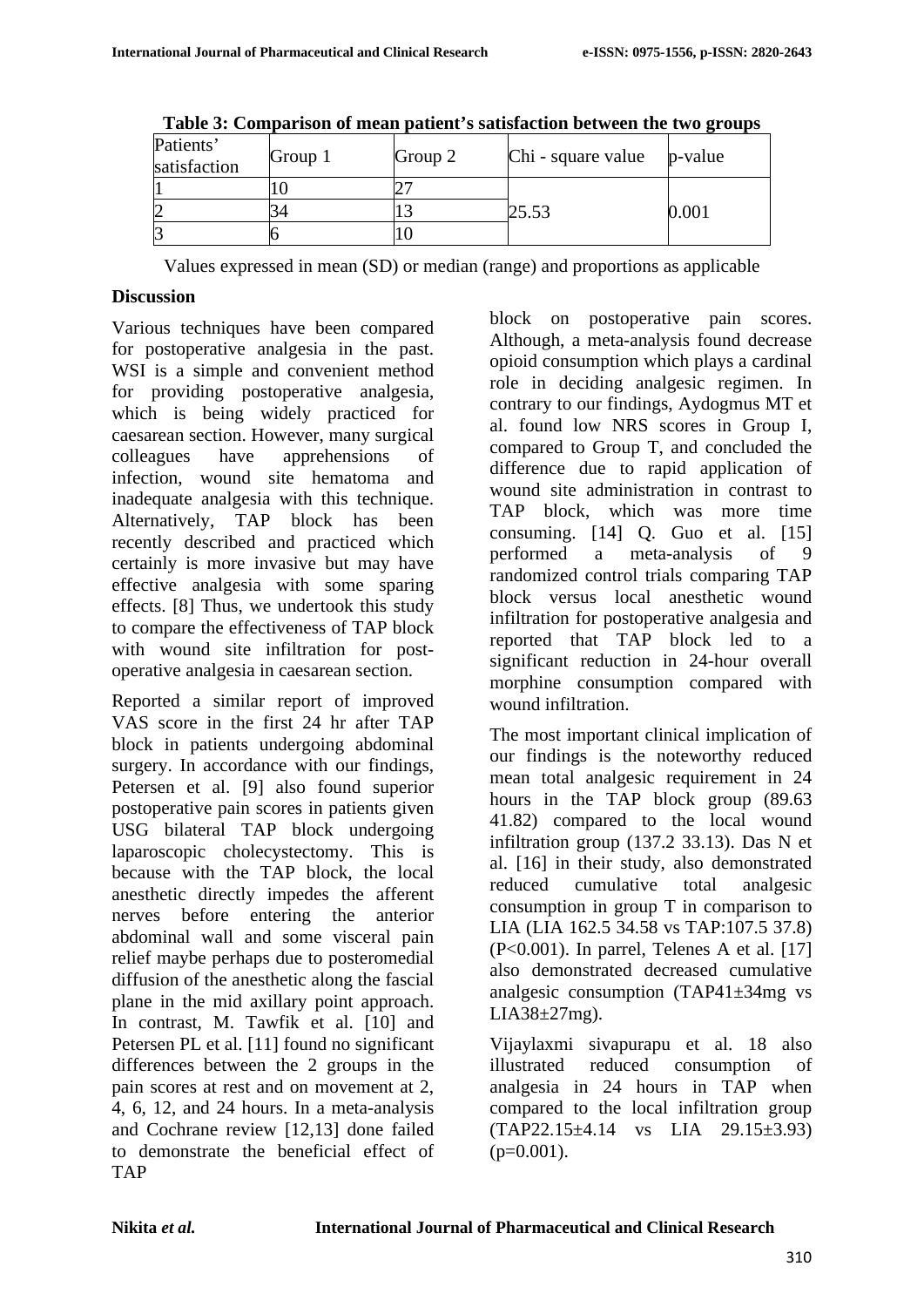**Table 3: Comparison of mean patient's satisfaction between the two groups**

| Patients' satisfaction | Group 1 | Group 2 | Chi - square value | p-value |
|---|---|---|---|---|
| 1 | 10 | 27 | 25.53 | 0.001 |
| 2 | 34 | 13 | | |
| 3 | 6 | 10 | | |

Values expressed in mean (SD) or median (range) and proportions as applicable

## Discussion

Various techniques have been compared for postoperative analgesia in the past. WSI is a simple and convenient method for providing postoperative analgesia, which is being widely practiced for caesarean section. However, many surgical colleagues have apprehensions of infection, wound site hematoma and inadequate analgesia with this technique. Alternatively, TAP block has been recently described and practiced which certainly is more invasive but may have effective analgesia with some sparing effects. [8] Thus, we undertook this study to compare the effectiveness of TAP block with wound site infiltration for post-operative analgesia in caesarean section.

Reported a similar report of improved VAS score in the first 24 hr after TAP block in patients undergoing abdominal surgery. In accordance with our findings, Petersen et al. [9] also found superior postoperative pain scores in patients given USG bilateral TAP block undergoing laparoscopic cholecystectomy. This is because with the TAP block, the local anesthetic directly impedes the afferent nerves before entering the anterior abdominal wall and some visceral pain relief maybe perhaps due to posteromedial diffusion of the anesthetic along the fascial plane in the mid axillary point approach. In contrast, M. Tawfik et al. [10] and Petersen PL et al. [11] found no significant differences between the 2 groups in the pain scores at rest and on movement at 2, 4, 6, 12, and 24 hours. In a meta-analysis and Cochrane review [12,13] done failed to demonstrate the beneficial effect of TAP block on postoperative pain scores. Although, a meta-analysis found decrease opioid consumption which plays a cardinal role in deciding analgesic regimen. In contrary to our findings, Aydogmus MT et al. found low NRS scores in Group I, compared to Group T, and concluded the difference due to rapid application of wound site administration in contrast to TAP block, which was more time consuming. [14] Q. Guo et al. [15] performed a meta-analysis of 9 randomized control trials comparing TAP block versus local anesthetic wound infiltration for postoperative analgesia and reported that TAP block led to a significant reduction in 24-hour overall morphine consumption compared with wound infiltration.

The most important clinical implication of our findings is the noteworthy reduced mean total analgesic requirement in 24 hours in the TAP block group (89.63 41.82) compared to the local wound infiltration group (137.2 33.13). Das N et al. [16] in their study, also demonstrated reduced cumulative total analgesic consumption in group T in comparison to LIA (LIA 162.5 34.58 vs TAP:107.5 37.8) ($P<0.001$). In parrel, Telenes A et al. [17] also demonstrated decreased cumulative analgesic consumption (TAP41±34mg vs LIA38±27mg).

Vijaylaxmi sivapurapu et al. 18 also illustrated reduced consumption of analgesia in 24 hours in TAP when compared to the local infiltration group (TAP22.15±4.14 vs LIA 29.15±3.93) ($p=0.001$).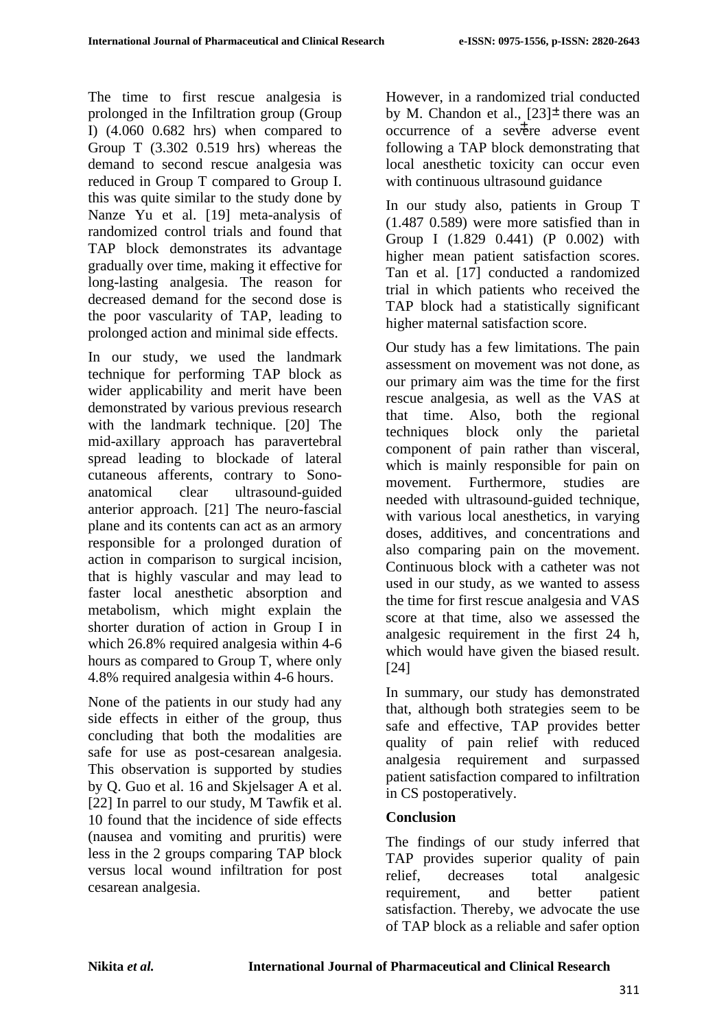The time to first rescue analgesia is prolonged in the Infiltration group (Group I) (4.060 0.682 hrs) when compared to Group T (3.302 0.519 hrs) whereas the demand to second rescue analgesia was reduced in Group T compared to Group I. this was quite similar to the study done by Nanze Yu et al. [19] meta-analysis of randomized control trials and found that TAP block demonstrates its advantage gradually over time, making it effective for long-lasting analgesia. The reason for decreased demand for the second dose is the poor vascularity of TAP, leading to prolonged action and minimal side effects.

In our study, we used the landmark technique for performing TAP block as wider applicability and merit have been demonstrated by various previous research with the landmark technique. [20] The mid-axillary approach has paravertebral spread leading to blockade of lateral cutaneous afferents, contrary to Sono-anatomical clear ultrasound-guided anterior approach. [21] The neuro-fascial plane and its contents can act as an armory responsible for a prolonged duration of action in comparison to surgical incision, that is highly vascular and may lead to faster local anesthetic absorption and metabolism, which might explain the shorter duration of action in Group I in which 26.8% required analgesia within 4-6 hours as compared to Group T, where only 4.8% required analgesia within 4-6 hours.

None of the patients in our study had any side effects in either of the group, thus concluding that both the modalities are safe for use as post-cesarean analgesia. This observation is supported by studies by Q. Guo et al. 16 and Skjelsager A et al. [22] In parrel to our study, M Tawfik et al. 10 found that the incidence of side effects (nausea and vomiting and pruritis) were less in the 2 groups comparing TAP block versus local wound infiltration for post cesarean analgesia.

However, in a randomized trial conducted by M. Chandon et al., [23]± there was an occurrence of a severe adverse event following a TAP block demonstrating that local anesthetic toxicity can occur even with continuous ultrasound guidance

In our study also, patients in Group T (1.487 0.589) were more satisfied than in Group I (1.829 0.441) (P 0.002) with higher mean patient satisfaction scores. Tan et al. [17] conducted a randomized trial in which patients who received the TAP block had a statistically significant higher maternal satisfaction score.

Our study has a few limitations. The pain assessment on movement was not done, as our primary aim was the time for the first rescue analgesia, as well as the VAS at that time. Also, both the regional techniques block only the parietal component of pain rather than visceral, which is mainly responsible for pain on movement. Furthermore, studies are needed with ultrasound-guided technique, with various local anesthetics, in varying doses, additives, and concentrations and also comparing pain on the movement. Continuous block with a catheter was not used in our study, as we wanted to assess the time for first rescue analgesia and VAS score at that time, also we assessed the analgesic requirement in the first 24 h, which would have given the biased result. [24]

In summary, our study has demonstrated that, although both strategies seem to be safe and effective, TAP provides better quality of pain relief with reduced analgesia requirement and surpassed patient satisfaction compared to infiltration in CS postoperatively.

## Conclusion

The findings of our study inferred that TAP provides superior quality of pain relief, decreases total analgesic requirement, and better patient satisfaction. Thereby, we advocate the use of TAP block as a reliable and safer option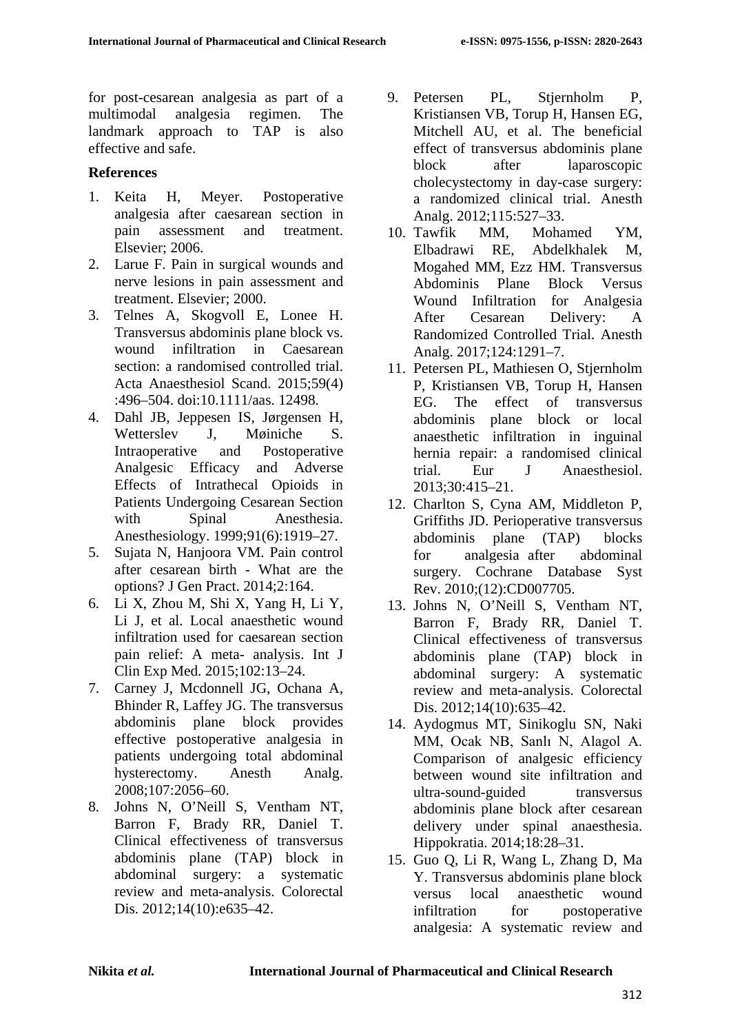for post-cesarean analgesia as part of a multimodal analgesia regimen. The landmark approach to TAP is also effective and safe.

## References

1. Keita H, Meyer. Postoperative analgesia after caesarean section in pain assessment and treatment. Elsevier; 2006.
2. Larue F. Pain in surgical wounds and nerve lesions in pain assessment and treatment. Elsevier; 2000.
3. Telnes A, Skogvoll E, Lonee H. Transversus abdominis plane block vs. wound infiltration in Caesarean section: a randomised controlled trial. Acta Anaesthesiol Scand. 2015;59(4):496–504. doi:10.1111/aas. 12498.
4. Dahl JB, Jeppesen IS, Jørgensen H, Wetterslev J, Møiniche S. Intraoperative and Postoperative Analgesic Efficacy and Adverse Effects of Intrathecal Opioids in Patients Undergoing Cesarean Section with Spinal Anesthesia. Anesthesiology. 1999;91(6):1919–27.
5. Sujata N, Hanjoora VM. Pain control after cesarean birth - What are the options? J Gen Pract. 2014;2:164.
6. Li X, Zhou M, Shi X, Yang H, Li Y, Li J, et al. Local anaesthetic wound infiltration used for caesarean section pain relief: A meta- analysis. Int J Clin Exp Med. 2015;102:13–24.
7. Carney J, Mcdonnell JG, Ochana A, Bhinder R, Laffey JG. The transversus abdominis plane block provides effective postoperative analgesia in patients undergoing total abdominal hysterectomy. Anesth Analg. 2008;107:2056–60.
8. Johns N, O'Neill S, Ventham NT, Barron F, Brady RR, Daniel T. Clinical effectiveness of transversus abdominis plane (TAP) block in abdominal surgery: a systematic review and meta-analysis. Colorectal Dis. 2012;14(10):e635–42.
9. Petersen PL, Stjernholm P, Kristiansen VB, Torup H, Hansen EG, Mitchell AU, et al. The beneficial effect of transversus abdominis plane block after laparoscopic cholecystectomy in day-case surgery: a randomized clinical trial. Anesth Analg. 2012;115:527–33.
10. Tawfik MM, Mohamed YM, Elbadrawi RE, Abdelkhalek M, Mogahed MM, Ezz HM. Transversus Abdominis Plane Block Versus Wound Infiltration for Analgesia After Cesarean Delivery: A Randomized Controlled Trial. Anesth Analg. 2017;124:1291–7.
11. Petersen PL, Mathiesen O, Stjernholm P, Kristiansen VB, Torup H, Hansen EG. The effect of transversus abdominis plane block or local anaesthetic infiltration in inguinal hernia repair: a randomised clinical trial. Eur J Anaesthesiol. 2013;30:415–21.
12. Charlton S, Cyna AM, Middleton P, Griffiths JD. Perioperative transversus abdominis plane (TAP) blocks for analgesia after abdominal surgery. Cochrane Database Syst Rev. 2010;(12):CD007705.
13. Johns N, O'Neill S, Ventham NT, Barron F, Brady RR, Daniel T. Clinical effectiveness of transversus abdominis plane (TAP) block in abdominal surgery: A systematic review and meta-analysis. Colorectal Dis. 2012;14(10):635–42.
14. Aydogmus MT, Sinikoglu SN, Naki MM, Ocak NB, Sanlı N, Alagol A. Comparison of analgesic efficiency between wound site infiltration and ultra-sound-guided transversus abdominis plane block after cesarean delivery under spinal anaesthesia. Hippokratia. 2014;18:28–31.
15. Guo Q, Li R, Wang L, Zhang D, Ma Y. Transversus abdominis plane block versus local anaesthetic wound infiltration for postoperative analgesia: A systematic review and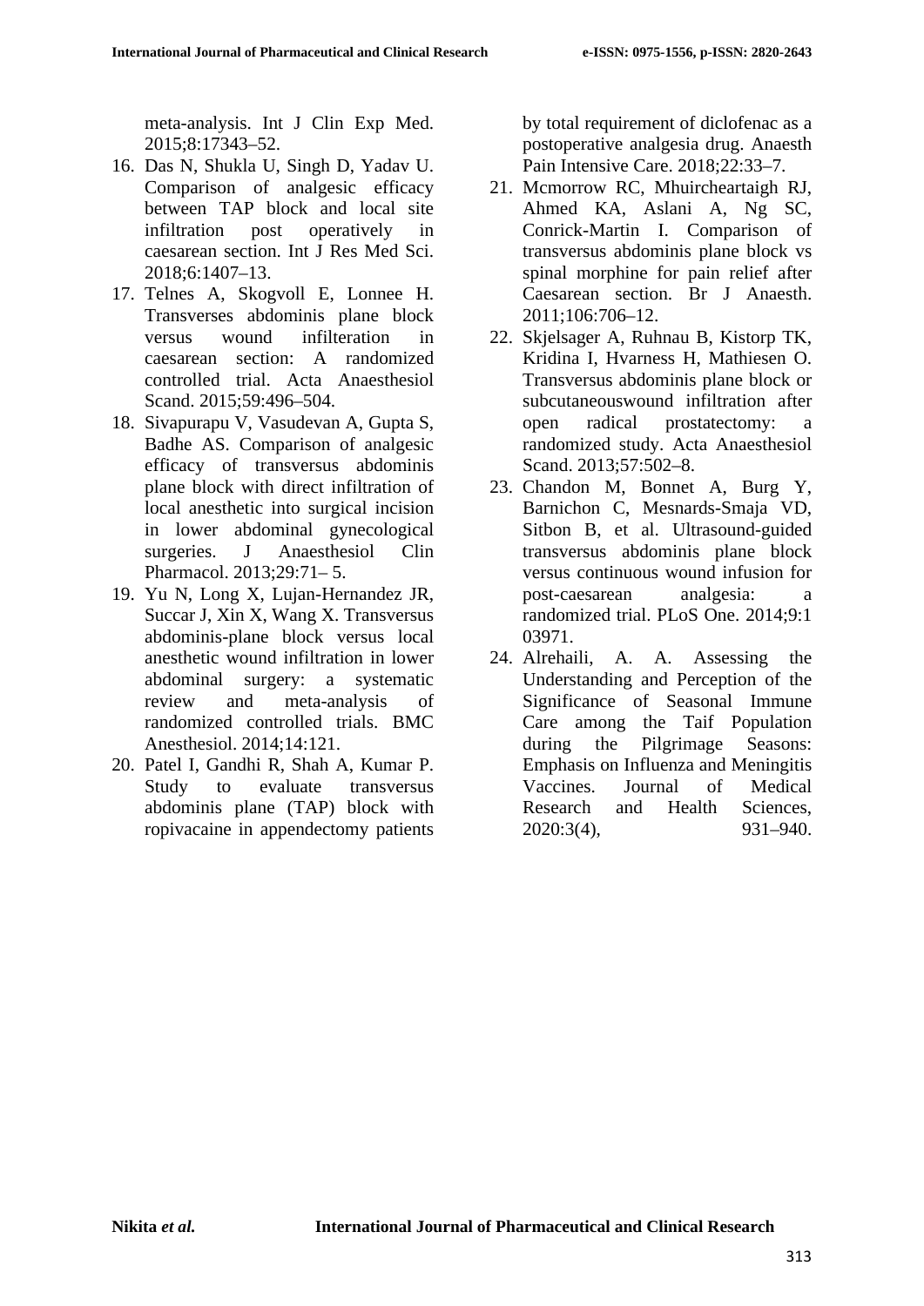meta-analysis. Int J Clin Exp Med. 2015;8:17343–52.

16. Das N, Shukla U, Singh D, Yadav U. Comparison of analgesic efficacy between TAP block and local site infiltration post operatively in caesarean section. Int J Res Med Sci. 2018;6:1407–13.
17. Telnes A, Skogvoll E, Lonnee H. Transverses abdominis plane block versus wound infilteration in caesarean section: A randomized controlled trial. Acta Anaesthesiol Scand. 2015;59:496–504.
18. Sivapurapu V, Vasudevan A, Gupta S, Badhe AS. Comparison of analgesic efficacy of transversus abdominis plane block with direct infiltration of local anesthetic into surgical incision in lower abdominal gynecological surgeries. J Anaesthesiol Clin Pharmacol. 2013;29:71– 5.
19. Yu N, Long X, Lujan-Hernandez JR, Succar J, Xin X, Wang X. Transversus abdominis-plane block versus local anesthetic wound infiltration in lower abdominal surgery: a systematic review and meta-analysis of randomized controlled trials. BMC Anesthesiol. 2014;14:121.
20. Patel I, Gandhi R, Shah A, Kumar P. Study to evaluate transversus abdominis plane (TAP) block with ropivacaine in appendectomy patients by total requirement of diclofenac as a postoperative analgesia drug. Anaesth Pain Intensive Care. 2018;22:33–7.
21. Mcmorrow RC, Mhuircheartaigh RJ, Ahmed KA, Aslani A, Ng SC, Conrick-Martin I. Comparison of transversus abdominis plane block vs spinal morphine for pain relief after Caesarean section. Br J Anaesth. 2011;106:706–12.
22. Skjelsager A, Ruhnau B, Kistorp TK, Kridina I, Hvarness H, Mathiesen O. Transversus abdominis plane block or subcutaneouswound infiltration after open radical prostatectomy: a randomized study. Acta Anaesthesiol Scand. 2013;57:502–8.
23. Chandon M, Bonnet A, Burg Y, Barnichon C, Mesnards-Smaja VD, Sitbon B, et al. Ultrasound-guided transversus abdominis plane block versus continuous wound infusion for post-caesarean analgesia: a randomized trial. PLoS One. 2014;9:1 03971.
24. Alrehaili, A. A. Assessing the Understanding and Perception of the Significance of Seasonal Immune Care among the Taif Population during the Pilgrimage Seasons: Emphasis on Influenza and Meningitis Vaccines. Journal of Medical Research and Health Sciences, 2020:3(4), 931–940.